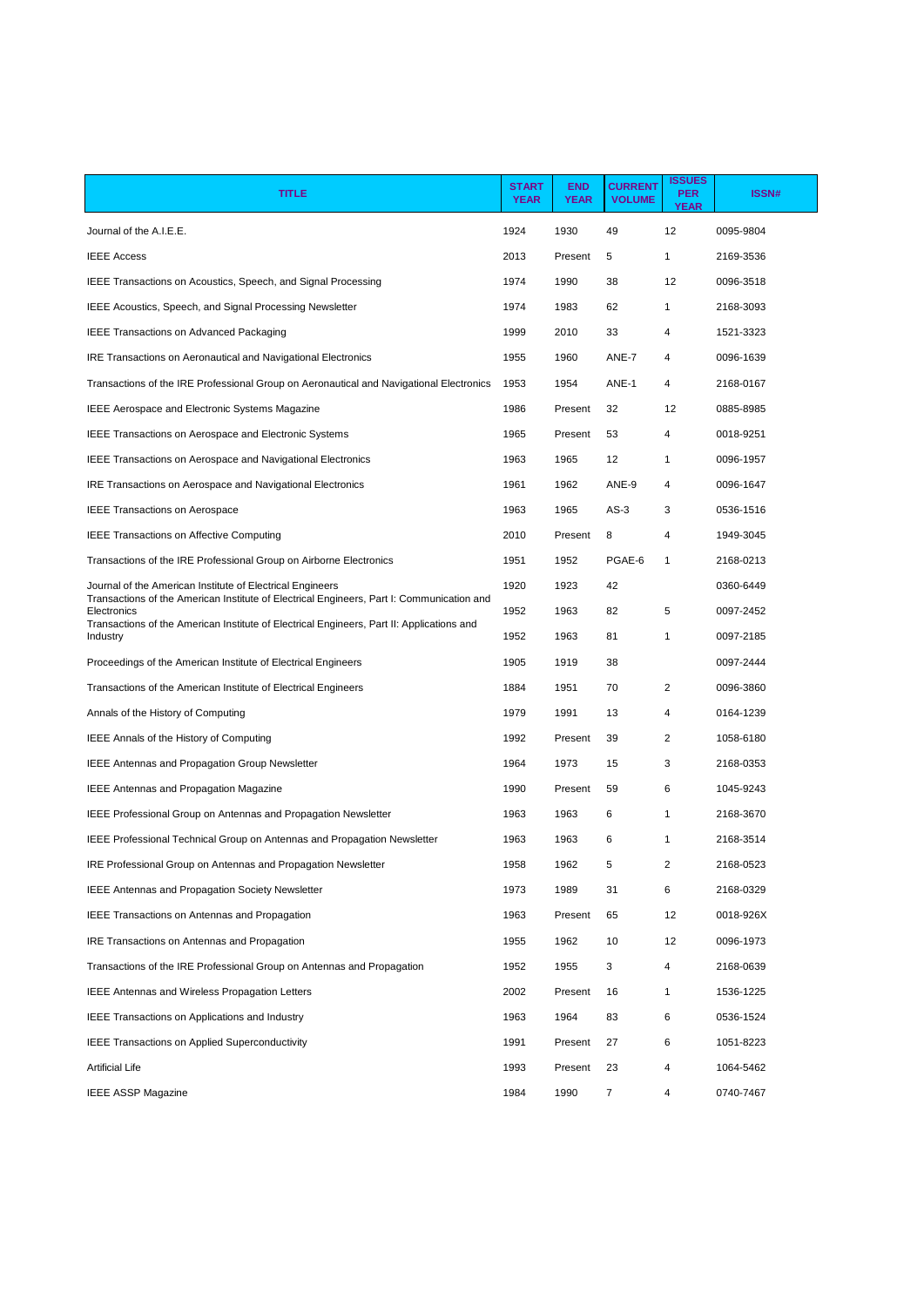| TITLE | START YEAR | END YEAR | CURRENT VOLUME | ISSUES PER YEAR | ISSN# |
| --- | --- | --- | --- | --- | --- |
| Journal of the A.I.E.E. | 1924 | 1930 | 49 | 12 | 0095-9804 |
| IEEE Access | 2013 | Present | 5 | 1 | 2169-3536 |
| IEEE Transactions on Acoustics, Speech, and Signal Processing | 1974 | 1990 | 38 | 12 | 0096-3518 |
| IEEE Acoustics, Speech, and Signal Processing Newsletter | 1974 | 1983 | 62 | 1 | 2168-3093 |
| IEEE Transactions on Advanced Packaging | 1999 | 2010 | 33 | 4 | 1521-3323 |
| IRE Transactions on Aeronautical and Navigational Electronics | 1955 | 1960 | ANE-7 | 4 | 0096-1639 |
| Transactions of the IRE Professional Group on Aeronautical and Navigational Electronics | 1953 | 1954 | ANE-1 | 4 | 2168-0167 |
| IEEE Aerospace and Electronic Systems Magazine | 1986 | Present | 32 | 12 | 0885-8985 |
| IEEE Transactions on Aerospace and Electronic Systems | 1965 | Present | 53 | 4 | 0018-9251 |
| IEEE Transactions on Aerospace and Navigational Electronics | 1963 | 1965 | 12 | 1 | 0096-1957 |
| IRE Transactions on Aerospace and Navigational Electronics | 1961 | 1962 | ANE-9 | 4 | 0096-1647 |
| IEEE Transactions on Aerospace | 1963 | 1965 | AS-3 | 3 | 0536-1516 |
| IEEE Transactions on Affective Computing | 2010 | Present | 8 | 4 | 1949-3045 |
| Transactions of the IRE Professional Group on Airborne Electronics | 1951 | 1952 | PGAE-6 | 1 | 2168-0213 |
| Journal of the American Institute of Electrical Engineers | 1920 | 1923 | 42 | | 0360-6449 |
| Transactions of the American Institute of Electrical Engineers, Part I: Communication and Electronics | 1952 | 1963 | 82 | 5 | 0097-2452 |
| Transactions of the American Institute of Electrical Engineers, Part II: Applications and Industry | 1952 | 1963 | 81 | 1 | 0097-2185 |
| Proceedings of the American Institute of Electrical Engineers | 1905 | 1919 | 38 | | 0097-2444 |
| Transactions of the American Institute of Electrical Engineers | 1884 | 1951 | 70 | 2 | 0096-3860 |
| Annals of the History of Computing | 1979 | 1991 | 13 | 4 | 0164-1239 |
| IEEE Annals of the History of Computing | 1992 | Present | 39 | 2 | 1058-6180 |
| IEEE Antennas and Propagation Group Newsletter | 1964 | 1973 | 15 | 3 | 2168-0353 |
| IEEE Antennas and Propagation Magazine | 1990 | Present | 59 | 6 | 1045-9243 |
| IEEE Professional Group on Antennas and Propagation Newsletter | 1963 | 1963 | 6 | 1 | 2168-3670 |
| IEEE Professional Technical Group on Antennas and Propagation Newsletter | 1963 | 1963 | 6 | 1 | 2168-3514 |
| IRE Professional Group on Antennas and Propagation Newsletter | 1958 | 1962 | 5 | 2 | 2168-0523 |
| IEEE Antennas and Propagation Society Newsletter | 1973 | 1989 | 31 | 6 | 2168-0329 |
| IEEE Transactions on Antennas and Propagation | 1963 | Present | 65 | 12 | 0018-926X |
| IRE Transactions on Antennas and Propagation | 1955 | 1962 | 10 | 12 | 0096-1973 |
| Transactions of the IRE Professional Group on Antennas and Propagation | 1952 | 1955 | 3 | 4 | 2168-0639 |
| IEEE Antennas and Wireless Propagation Letters | 2002 | Present | 16 | 1 | 1536-1225 |
| IEEE Transactions on Applications and Industry | 1963 | 1964 | 83 | 6 | 0536-1524 |
| IEEE Transactions on Applied Superconductivity | 1991 | Present | 27 | 6 | 1051-8223 |
| Artificial Life | 1993 | Present | 23 | 4 | 1064-5462 |
| IEEE ASSP Magazine | 1984 | 1990 | 7 | 4 | 0740-7467 |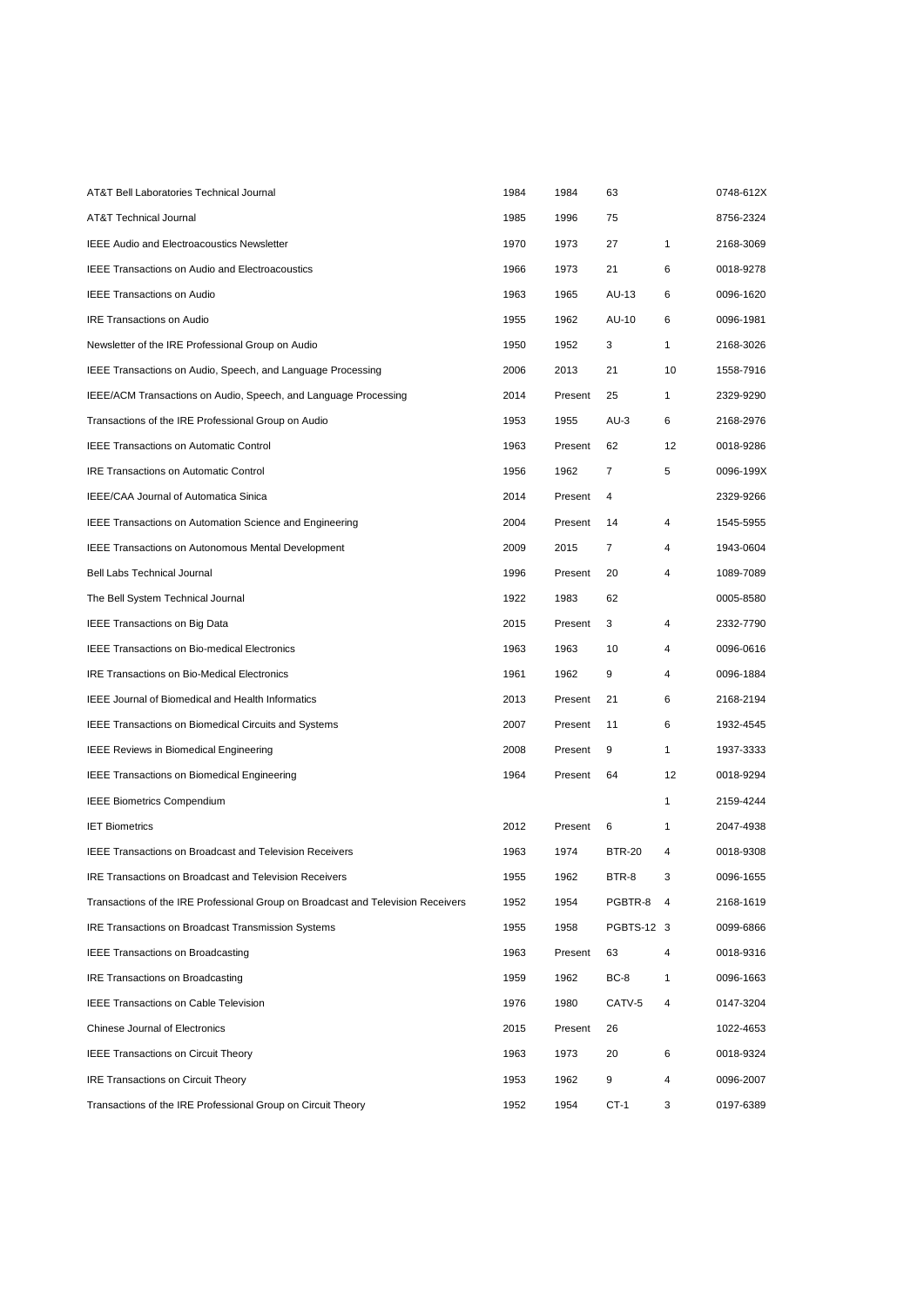| | | | | | |
|---|---|---|---|---|---|
| AT&T Bell Laboratories Technical Journal | 1984 | 1984 | 63 | | 0748-612X |
| AT&T Technical Journal | 1985 | 1996 | 75 | | 8756-2324 |
| IEEE Audio and Electroacoustics Newsletter | 1970 | 1973 | 27 | 1 | 2168-3069 |
| IEEE Transactions on Audio and Electroacoustics | 1966 | 1973 | 21 | 6 | 0018-9278 |
| IEEE Transactions on Audio | 1963 | 1965 | AU-13 | 6 | 0096-1620 |
| IRE Transactions on Audio | 1955 | 1962 | AU-10 | 6 | 0096-1981 |
| Newsletter of the IRE Professional Group on Audio | 1950 | 1952 | 3 | 1 | 2168-3026 |
| IEEE Transactions on Audio, Speech, and Language Processing | 2006 | 2013 | 21 | 10 | 1558-7916 |
| IEEE/ACM Transactions on Audio, Speech, and Language Processing | 2014 | Present | 25 | 1 | 2329-9290 |
| Transactions of the IRE Professional Group on Audio | 1953 | 1955 | AU-3 | 6 | 2168-2976 |
| IEEE Transactions on Automatic Control | 1963 | Present | 62 | 12 | 0018-9286 |
| IRE Transactions on Automatic Control | 1956 | 1962 | 7 | 5 | 0096-199X |
| IEEE/CAA Journal of Automatica Sinica | 2014 | Present | 4 | | 2329-9266 |
| IEEE Transactions on Automation Science and Engineering | 2004 | Present | 14 | 4 | 1545-5955 |
| IEEE Transactions on Autonomous Mental Development | 2009 | 2015 | 7 | 4 | 1943-0604 |
| Bell Labs Technical Journal | 1996 | Present | 20 | 4 | 1089-7089 |
| The Bell System Technical Journal | 1922 | 1983 | 62 | | 0005-8580 |
| IEEE Transactions on Big Data | 2015 | Present | 3 | 4 | 2332-7790 |
| IEEE Transactions on Bio-medical Electronics | 1963 | 1963 | 10 | 4 | 0096-0616 |
| IRE Transactions on Bio-Medical Electronics | 1961 | 1962 | 9 | 4 | 0096-1884 |
| IEEE Journal of Biomedical and Health Informatics | 2013 | Present | 21 | 6 | 2168-2194 |
| IEEE Transactions on Biomedical Circuits and Systems | 2007 | Present | 11 | 6 | 1932-4545 |
| IEEE Reviews in Biomedical Engineering | 2008 | Present | 9 | 1 | 1937-3333 |
| IEEE Transactions on Biomedical Engineering | 1964 | Present | 64 | 12 | 0018-9294 |
| IEEE Biometrics Compendium | | | | 1 | 2159-4244 |
| IET Biometrics | 2012 | Present | 6 | 1 | 2047-4938 |
| IEEE Transactions on Broadcast and Television Receivers | 1963 | 1974 | BTR-20 | 4 | 0018-9308 |
| IRE Transactions on Broadcast and Television Receivers | 1955 | 1962 | BTR-8 | 3 | 0096-1655 |
| Transactions of the IRE Professional Group on Broadcast and Television Receivers | 1952 | 1954 | PGBTR-8 | 4 | 2168-1619 |
| IRE Transactions on Broadcast Transmission Systems | 1955 | 1958 | PGBTS-12 | 3 | 0099-6866 |
| IEEE Transactions on Broadcasting | 1963 | Present | 63 | 4 | 0018-9316 |
| IRE Transactions on Broadcasting | 1959 | 1962 | BC-8 | 1 | 0096-1663 |
| IEEE Transactions on Cable Television | 1976 | 1980 | CATV-5 | 4 | 0147-3204 |
| Chinese Journal of Electronics | 2015 | Present | 26 | | 1022-4653 |
| IEEE Transactions on Circuit Theory | 1963 | 1973 | 20 | 6 | 0018-9324 |
| IRE Transactions on Circuit Theory | 1953 | 1962 | 9 | 4 | 0096-2007 |
| Transactions of the IRE Professional Group on Circuit Theory | 1952 | 1954 | CT-1 | 3 | 0197-6389 |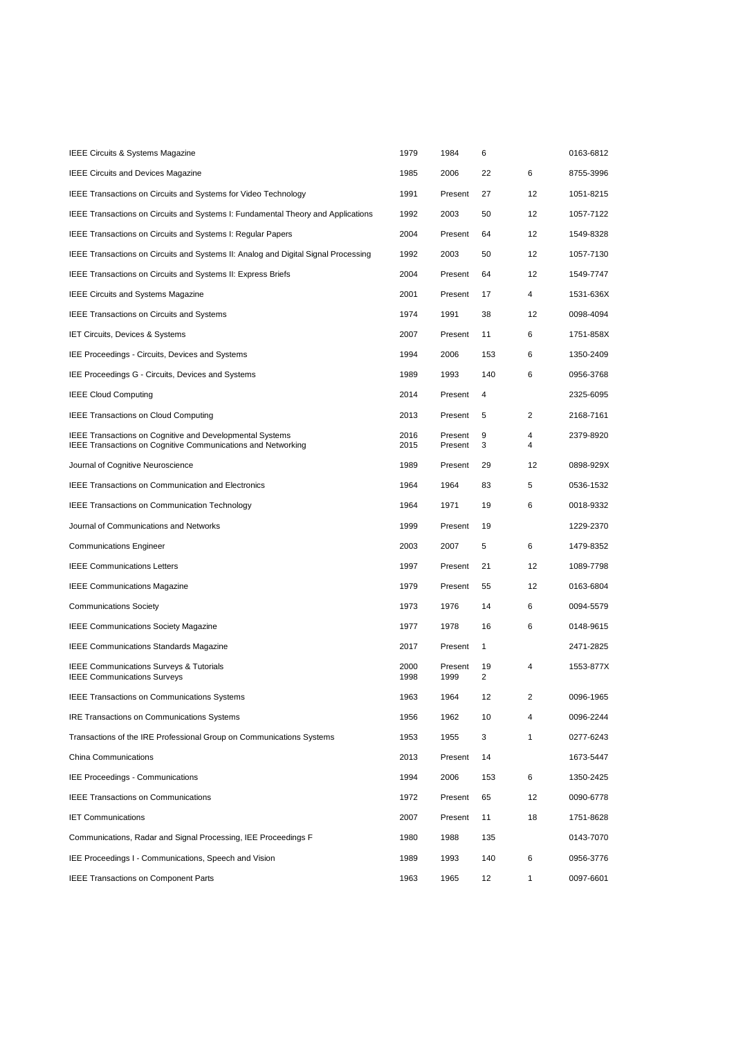| | | | | | |
|---|---|---|---|---|---|
| IEEE Circuits & Systems Magazine | 1979 | 1984 | 6 | | 0163-6812 |
| IEEE Circuits and Devices Magazine | 1985 | 2006 | 22 | 6 | 8755-3996 |
| IEEE Transactions on Circuits and Systems for Video Technology | 1991 | Present | 27 | 12 | 1051-8215 |
| IEEE Transactions on Circuits and Systems I: Fundamental Theory and Applications | 1992 | 2003 | 50 | 12 | 1057-7122 |
| IEEE Transactions on Circuits and Systems I: Regular Papers | 2004 | Present | 64 | 12 | 1549-8328 |
| IEEE Transactions on Circuits and Systems II: Analog and Digital Signal Processing | 1992 | 2003 | 50 | 12 | 1057-7130 |
| IEEE Transactions on Circuits and Systems II: Express Briefs | 2004 | Present | 64 | 12 | 1549-7747 |
| IEEE Circuits and Systems Magazine | 2001 | Present | 17 | 4 | 1531-636X |
| IEEE Transactions on Circuits and Systems | 1974 | 1991 | 38 | 12 | 0098-4094 |
| IET Circuits, Devices & Systems | 2007 | Present | 11 | 6 | 1751-858X |
| IEE Proceedings - Circuits, Devices and Systems | 1994 | 2006 | 153 | 6 | 1350-2409 |
| IEE Proceedings G - Circuits, Devices and Systems | 1989 | 1993 | 140 | 6 | 0956-3768 |
| IEEE Cloud Computing | 2014 | Present | 4 | | 2325-6095 |
| IEEE Transactions on Cloud Computing | 2013 | Present | 5 | 2 | 2168-7161 |
| IEEE Transactions on Cognitive and Developmental Systems<br>IEEE Transactions on Cognitive Communications and Networking | 2016<br>2015 | Present<br>Present | 9<br>3 | 4<br>4 | 2379-8920 |
| Journal of Cognitive Neuroscience | 1989 | Present | 29 | 12 | 0898-929X |
| IEEE Transactions on Communication and Electronics | 1964 | 1964 | 83 | 5 | 0536-1532 |
| IEEE Transactions on Communication Technology | 1964 | 1971 | 19 | 6 | 0018-9332 |
| Journal of Communications and Networks | 1999 | Present | 19 | | 1229-2370 |
| Communications Engineer | 2003 | 2007 | 5 | 6 | 1479-8352 |
| IEEE Communications Letters | 1997 | Present | 21 | 12 | 1089-7798 |
| IEEE Communications Magazine | 1979 | Present | 55 | 12 | 0163-6804 |
| Communications Society | 1973 | 1976 | 14 | 6 | 0094-5579 |
| IEEE Communications Society Magazine | 1977 | 1978 | 16 | 6 | 0148-9615 |
| IEEE Communications Standards Magazine | 2017 | Present | 1 | | 2471-2825 |
| IEEE Communications Surveys & Tutorials<br>IEEE Communications Surveys | 2000<br>1998 | Present<br>1999 | 19<br>2 | 4 | 1553-877X |
| IEEE Transactions on Communications Systems | 1963 | 1964 | 12 | 2 | 0096-1965 |
| IRE Transactions on Communications Systems | 1956 | 1962 | 10 | 4 | 0096-2244 |
| Transactions of the IRE Professional Group on Communications Systems | 1953 | 1955 | 3 | 1 | 0277-6243 |
| China Communications | 2013 | Present | 14 | | 1673-5447 |
| IEE Proceedings - Communications | 1994 | 2006 | 153 | 6 | 1350-2425 |
| IEEE Transactions on Communications | 1972 | Present | 65 | 12 | 0090-6778 |
| IET Communications | 2007 | Present | 11 | 18 | 1751-8628 |
| Communications, Radar and Signal Processing, IEE Proceedings F | 1980 | 1988 | 135 | | 0143-7070 |
| IEE Proceedings I - Communications, Speech and Vision | 1989 | 1993 | 140 | 6 | 0956-3776 |
| IEEE Transactions on Component Parts | 1963 | 1965 | 12 | 1 | 0097-6601 |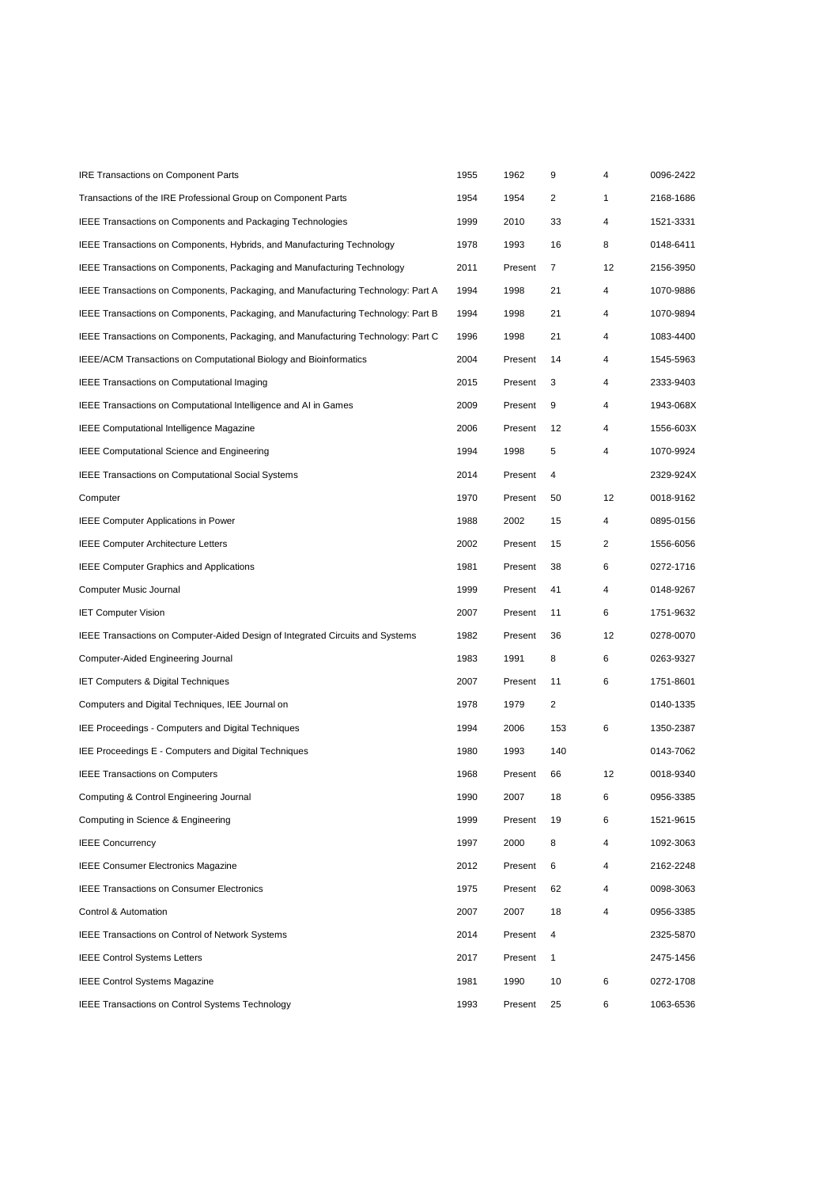| | | | | | |
|---|---|---|---|---|---|
| IRE Transactions on Component Parts | 1955 | 1962 | 9 | 4 | 0096-2422 |
| Transactions of the IRE Professional Group on Component Parts | 1954 | 1954 | 2 | 1 | 2168-1686 |
| IEEE Transactions on Components and Packaging Technologies | 1999 | 2010 | 33 | 4 | 1521-3331 |
| IEEE Transactions on Components, Hybrids, and Manufacturing Technology | 1978 | 1993 | 16 | 8 | 0148-6411 |
| IEEE Transactions on Components, Packaging and Manufacturing Technology | 2011 | Present | 7 | 12 | 2156-3950 |
| IEEE Transactions on Components, Packaging, and Manufacturing Technology: Part A | 1994 | 1998 | 21 | 4 | 1070-9886 |
| IEEE Transactions on Components, Packaging, and Manufacturing Technology: Part B | 1994 | 1998 | 21 | 4 | 1070-9894 |
| IEEE Transactions on Components, Packaging, and Manufacturing Technology: Part C | 1996 | 1998 | 21 | 4 | 1083-4400 |
| IEEE/ACM Transactions on Computational Biology and Bioinformatics | 2004 | Present | 14 | 4 | 1545-5963 |
| IEEE Transactions on Computational Imaging | 2015 | Present | 3 | 4 | 2333-9403 |
| IEEE Transactions on Computational Intelligence and AI in Games | 2009 | Present | 9 | 4 | 1943-068X |
| IEEE Computational Intelligence Magazine | 2006 | Present | 12 | 4 | 1556-603X |
| IEEE Computational Science and Engineering | 1994 | 1998 | 5 | 4 | 1070-9924 |
| IEEE Transactions on Computational Social Systems | 2014 | Present | 4 | | 2329-924X |
| Computer | 1970 | Present | 50 | 12 | 0018-9162 |
| IEEE Computer Applications in Power | 1988 | 2002 | 15 | 4 | 0895-0156 |
| IEEE Computer Architecture Letters | 2002 | Present | 15 | 2 | 1556-6056 |
| IEEE Computer Graphics and Applications | 1981 | Present | 38 | 6 | 0272-1716 |
| Computer Music Journal | 1999 | Present | 41 | 4 | 0148-9267 |
| IET Computer Vision | 2007 | Present | 11 | 6 | 1751-9632 |
| IEEE Transactions on Computer-Aided Design of Integrated Circuits and Systems | 1982 | Present | 36 | 12 | 0278-0070 |
| Computer-Aided Engineering Journal | 1983 | 1991 | 8 | 6 | 0263-9327 |
| IET Computers & Digital Techniques | 2007 | Present | 11 | 6 | 1751-8601 |
| Computers and Digital Techniques, IEE Journal on | 1978 | 1979 | 2 | | 0140-1335 |
| IEE Proceedings - Computers and Digital Techniques | 1994 | 2006 | 153 | 6 | 1350-2387 |
| IEE Proceedings E - Computers and Digital Techniques | 1980 | 1993 | 140 | | 0143-7062 |
| IEEE Transactions on Computers | 1968 | Present | 66 | 12 | 0018-9340 |
| Computing & Control Engineering Journal | 1990 | 2007 | 18 | 6 | 0956-3385 |
| Computing in Science & Engineering | 1999 | Present | 19 | 6 | 1521-9615 |
| IEEE Concurrency | 1997 | 2000 | 8 | 4 | 1092-3063 |
| IEEE Consumer Electronics Magazine | 2012 | Present | 6 | 4 | 2162-2248 |
| IEEE Transactions on Consumer Electronics | 1975 | Present | 62 | 4 | 0098-3063 |
| Control & Automation | 2007 | 2007 | 18 | 4 | 0956-3385 |
| IEEE Transactions on Control of Network Systems | 2014 | Present | 4 | | 2325-5870 |
| IEEE Control Systems Letters | 2017 | Present | 1 | | 2475-1456 |
| IEEE Control Systems Magazine | 1981 | 1990 | 10 | 6 | 0272-1708 |
| IEEE Transactions on Control Systems Technology | 1993 | Present | 25 | 6 | 1063-6536 |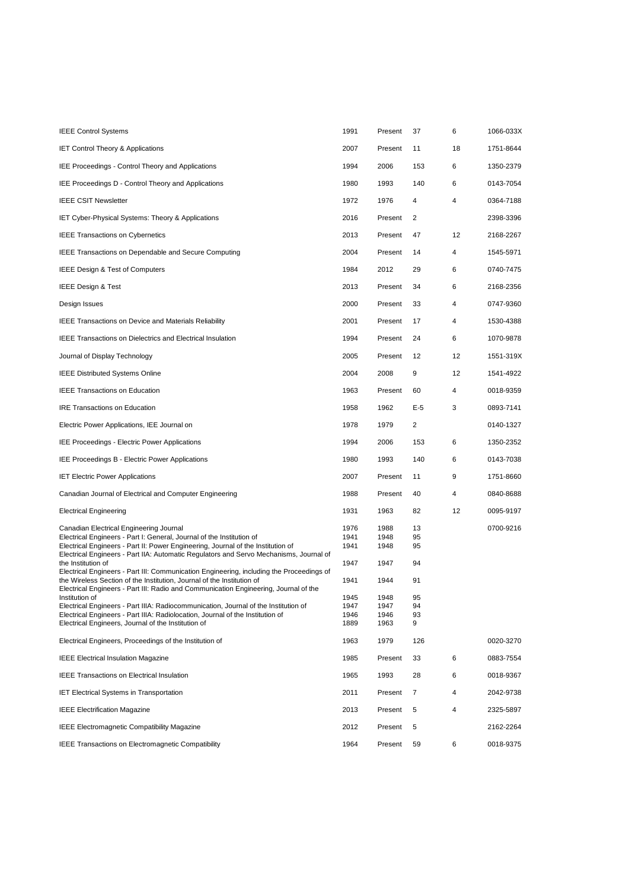| | | | | | |
|---|---|---|---|---|---|
| IEEE Control Systems | 1991 | Present | 37 | 6 | 1066-033X |
| IET Control Theory & Applications | 2007 | Present | 11 | 18 | 1751-8644 |
| IEE Proceedings - Control Theory and Applications | 1994 | 2006 | 153 | 6 | 1350-2379 |
| IEE Proceedings D - Control Theory and Applications | 1980 | 1993 | 140 | 6 | 0143-7054 |
| IEEE CSIT Newsletter | 1972 | 1976 | 4 | 4 | 0364-7188 |
| IET Cyber-Physical Systems: Theory & Applications | 2016 | Present | 2 | | 2398-3396 |
| IEEE Transactions on Cybernetics | 2013 | Present | 47 | 12 | 2168-2267 |
| IEEE Transactions on Dependable and Secure Computing | 2004 | Present | 14 | 4 | 1545-5971 |
| IEEE Design & Test of Computers | 1984 | 2012 | 29 | 6 | 0740-7475 |
| IEEE Design & Test | 2013 | Present | 34 | 6 | 2168-2356 |
| Design Issues | 2000 | Present | 33 | 4 | 0747-9360 |
| IEEE Transactions on Device and Materials Reliability | 2001 | Present | 17 | 4 | 1530-4388 |
| IEEE Transactions on Dielectrics and Electrical Insulation | 1994 | Present | 24 | 6 | 1070-9878 |
| Journal of Display Technology | 2005 | Present | 12 | 12 | 1551-319X |
| IEEE Distributed Systems Online | 2004 | 2008 | 9 | 12 | 1541-4922 |
| IEEE Transactions on Education | 1963 | Present | 60 | 4 | 0018-9359 |
| IRE Transactions on Education | 1958 | 1962 | E-5 | 3 | 0893-7141 |
| Electric Power Applications, IEE Journal on | 1978 | 1979 | 2 | | 0140-1327 |
| IEE Proceedings - Electric Power Applications | 1994 | 2006 | 153 | 6 | 1350-2352 |
| IEE Proceedings B - Electric Power Applications | 1980 | 1993 | 140 | 6 | 0143-7038 |
| IET Electric Power Applications | 2007 | Present | 11 | 9 | 1751-8660 |
| Canadian Journal of Electrical and Computer Engineering | 1988 | Present | 40 | 4 | 0840-8688 |
| Electrical Engineering | 1931 | 1963 | 82 | 12 | 0095-9197 |
| Canadian Electrical Engineering Journal | 1976 | 1988 | 13 | | 0700-9216 |
| Electrical Engineers - Part I: General, Journal of the Institution of | 1941 | 1948 | 95 | | |
| Electrical Engineers - Part II: Power Engineering, Journal of the Institution of | 1941 | 1948 | 95 | | |
| Electrical Engineers - Part IIA: Automatic Regulators and Servo Mechanisms, Journal of the Institution of | 1947 | 1947 | 94 | | |
| Electrical Engineers - Part III: Communication Engineering, including the Proceedings of the Wireless Section of the Institution, Journal of the Institution of | 1941 | 1944 | 91 | | |
| Electrical Engineers - Part III: Radio and Communication Engineering, Journal of the Institution of | 1945 | 1948 | 95 | | |
| Electrical Engineers - Part IIIA: Radiocommunication, Journal of the Institution of | 1947 | 1947 | 94 | | |
| Electrical Engineers - Part IIIA: Radiolocation, Journal of the Institution of | 1946 | 1946 | 93 | | |
| Electrical Engineers, Journal of the Institution of | 1889 | 1963 | 9 | | |
| Electrical Engineers, Proceedings of the Institution of | 1963 | 1979 | 126 | | 0020-3270 |
| IEEE Electrical Insulation Magazine | 1985 | Present | 33 | 6 | 0883-7554 |
| IEEE Transactions on Electrical Insulation | 1965 | 1993 | 28 | 6 | 0018-9367 |
| IET Electrical Systems in Transportation | 2011 | Present | 7 | 4 | 2042-9738 |
| IEEE Electrification Magazine | 2013 | Present | 5 | 4 | 2325-5897 |
| IEEE Electromagnetic Compatibility Magazine | 2012 | Present | 5 | | 2162-2264 |
| IEEE Transactions on Electromagnetic Compatibility | 1964 | Present | 59 | 6 | 0018-9375 |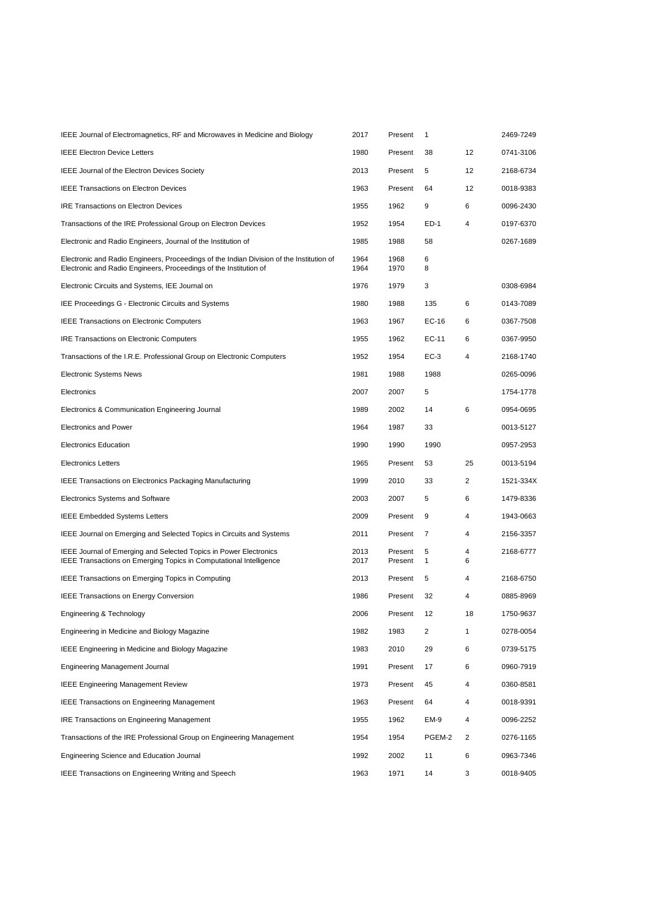| | | | | | |
|---|---|---|---|---|---|
| IEEE Journal of Electromagnetics, RF and Microwaves in Medicine and Biology | 2017 | Present | 1 | | 2469-7249 |
| IEEE Electron Device Letters | 1980 | Present | 38 | 12 | 0741-3106 |
| IEEE Journal of the Electron Devices Society | 2013 | Present | 5 | 12 | 2168-6734 |
| IEEE Transactions on Electron Devices | 1963 | Present | 64 | 12 | 0018-9383 |
| IRE Transactions on Electron Devices | 1955 | 1962 | 9 | 6 | 0096-2430 |
| Transactions of the IRE Professional Group on Electron Devices | 1952 | 1954 | ED-1 | 4 | 0197-6370 |
| Electronic and Radio Engineers, Journal of the Institution of | 1985 | 1988 | 58 | | 0267-1689 |
| Electronic and Radio Engineers, Proceedings of the Indian Division of the Institution of | 1964 | 1968 | 6 | | |
| Electronic and Radio Engineers, Proceedings of the Institution of | 1964 | 1970 | 8 | | |
| Electronic Circuits and Systems, IEE Journal on | 1976 | 1979 | 3 | | 0308-6984 |
| IEE Proceedings G - Electronic Circuits and Systems | 1980 | 1988 | 135 | 6 | 0143-7089 |
| IEEE Transactions on Electronic Computers | 1963 | 1967 | EC-16 | 6 | 0367-7508 |
| IRE Transactions on Electronic Computers | 1955 | 1962 | EC-11 | 6 | 0367-9950 |
| Transactions of the I.R.E. Professional Group on Electronic Computers | 1952 | 1954 | EC-3 | 4 | 2168-1740 |
| Electronic Systems News | 1981 | 1988 | 1988 | | 0265-0096 |
| Electronics | 2007 | 2007 | 5 | | 1754-1778 |
| Electronics & Communication Engineering Journal | 1989 | 2002 | 14 | 6 | 0954-0695 |
| Electronics and Power | 1964 | 1987 | 33 | | 0013-5127 |
| Electronics Education | 1990 | 1990 | 1990 | | 0957-2953 |
| Electronics Letters | 1965 | Present | 53 | 25 | 0013-5194 |
| IEEE Transactions on Electronics Packaging Manufacturing | 1999 | 2010 | 33 | 2 | 1521-334X |
| Electronics Systems and Software | 2003 | 2007 | 5 | 6 | 1479-8336 |
| IEEE Embedded Systems Letters | 2009 | Present | 9 | 4 | 1943-0663 |
| IEEE Journal on Emerging and Selected Topics in Circuits and Systems | 2011 | Present | 7 | 4 | 2156-3357 |
| IEEE Journal of Emerging and Selected Topics in Power Electronics | 2013 | Present | 5 | 4 | 2168-6777 |
| IEEE Transactions on Emerging Topics in Computational Intelligence | 2017 | Present | 1 | 6 | |
| IEEE Transactions on Emerging Topics in Computing | 2013 | Present | 5 | 4 | 2168-6750 |
| IEEE Transactions on Energy Conversion | 1986 | Present | 32 | 4 | 0885-8969 |
| Engineering & Technology | 2006 | Present | 12 | 18 | 1750-9637 |
| Engineering in Medicine and Biology Magazine | 1982 | 1983 | 2 | 1 | 0278-0054 |
| IEEE Engineering in Medicine and Biology Magazine | 1983 | 2010 | 29 | 6 | 0739-5175 |
| Engineering Management Journal | 1991 | Present | 17 | 6 | 0960-7919 |
| IEEE Engineering Management Review | 1973 | Present | 45 | 4 | 0360-8581 |
| IEEE Transactions on Engineering Management | 1963 | Present | 64 | 4 | 0018-9391 |
| IRE Transactions on Engineering Management | 1955 | 1962 | EM-9 | 4 | 0096-2252 |
| Transactions of the IRE Professional Group on Engineering Management | 1954 | 1954 | PGEM-2 | 2 | 0276-1165 |
| Engineering Science and Education Journal | 1992 | 2002 | 11 | 6 | 0963-7346 |
| IEEE Transactions on Engineering Writing and Speech | 1963 | 1971 | 14 | 3 | 0018-9405 |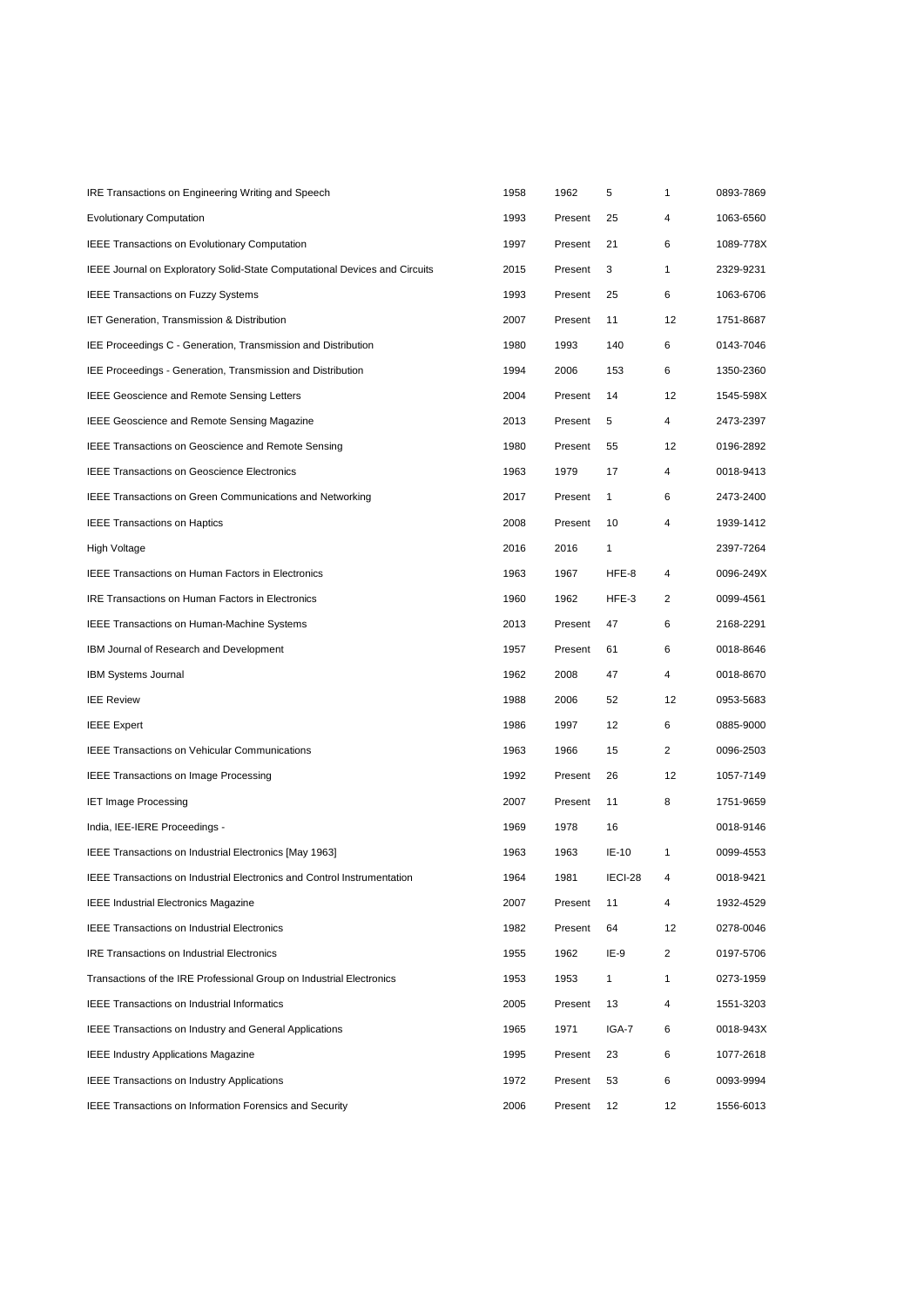| | | | | | |
|---|---|---|---|---|---|
| IRE Transactions on Engineering Writing and Speech | 1958 | 1962 | 5 | 1 | 0893-7869 |
| Evolutionary Computation | 1993 | Present | 25 | 4 | 1063-6560 |
| IEEE Transactions on Evolutionary Computation | 1997 | Present | 21 | 6 | 1089-778X |
| IEEE Journal on Exploratory Solid-State Computational Devices and Circuits | 2015 | Present | 3 | 1 | 2329-9231 |
| IEEE Transactions on Fuzzy Systems | 1993 | Present | 25 | 6 | 1063-6706 |
| IET Generation, Transmission & Distribution | 2007 | Present | 11 | 12 | 1751-8687 |
| IEE Proceedings C - Generation, Transmission and Distribution | 1980 | 1993 | 140 | 6 | 0143-7046 |
| IEE Proceedings - Generation, Transmission and Distribution | 1994 | 2006 | 153 | 6 | 1350-2360 |
| IEEE Geoscience and Remote Sensing Letters | 2004 | Present | 14 | 12 | 1545-598X |
| IEEE Geoscience and Remote Sensing Magazine | 2013 | Present | 5 | 4 | 2473-2397 |
| IEEE Transactions on Geoscience and Remote Sensing | 1980 | Present | 55 | 12 | 0196-2892 |
| IEEE Transactions on Geoscience Electronics | 1963 | 1979 | 17 | 4 | 0018-9413 |
| IEEE Transactions on Green Communications and Networking | 2017 | Present | 1 | 6 | 2473-2400 |
| IEEE Transactions on Haptics | 2008 | Present | 10 | 4 | 1939-1412 |
| High Voltage | 2016 | 2016 | 1 | | 2397-7264 |
| IEEE Transactions on Human Factors in Electronics | 1963 | 1967 | HFE-8 | 4 | 0096-249X |
| IRE Transactions on Human Factors in Electronics | 1960 | 1962 | HFE-3 | 2 | 0099-4561 |
| IEEE Transactions on Human-Machine Systems | 2013 | Present | 47 | 6 | 2168-2291 |
| IBM Journal of Research and Development | 1957 | Present | 61 | 6 | 0018-8646 |
| IBM Systems Journal | 1962 | 2008 | 47 | 4 | 0018-8670 |
| IEE Review | 1988 | 2006 | 52 | 12 | 0953-5683 |
| IEEE Expert | 1986 | 1997 | 12 | 6 | 0885-9000 |
| IEEE Transactions on Vehicular Communications | 1963 | 1966 | 15 | 2 | 0096-2503 |
| IEEE Transactions on Image Processing | 1992 | Present | 26 | 12 | 1057-7149 |
| IET Image Processing | 2007 | Present | 11 | 8 | 1751-9659 |
| India, IEE-IERE Proceedings - | 1969 | 1978 | 16 | | 0018-9146 |
| IEEE Transactions on Industrial Electronics [May 1963] | 1963 | 1963 | IE-10 | 1 | 0099-4553 |
| IEEE Transactions on Industrial Electronics and Control Instrumentation | 1964 | 1981 | IECI-28 | 4 | 0018-9421 |
| IEEE Industrial Electronics Magazine | 2007 | Present | 11 | 4 | 1932-4529 |
| IEEE Transactions on Industrial Electronics | 1982 | Present | 64 | 12 | 0278-0046 |
| IRE Transactions on Industrial Electronics | 1955 | 1962 | IE-9 | 2 | 0197-5706 |
| Transactions of the IRE Professional Group on Industrial Electronics | 1953 | 1953 | 1 | 1 | 0273-1959 |
| IEEE Transactions on Industrial Informatics | 2005 | Present | 13 | 4 | 1551-3203 |
| IEEE Transactions on Industry and General Applications | 1965 | 1971 | IGA-7 | 6 | 0018-943X |
| IEEE Industry Applications Magazine | 1995 | Present | 23 | 6 | 1077-2618 |
| IEEE Transactions on Industry Applications | 1972 | Present | 53 | 6 | 0093-9994 |
| IEEE Transactions on Information Forensics and Security | 2006 | Present | 12 | 12 | 1556-6013 |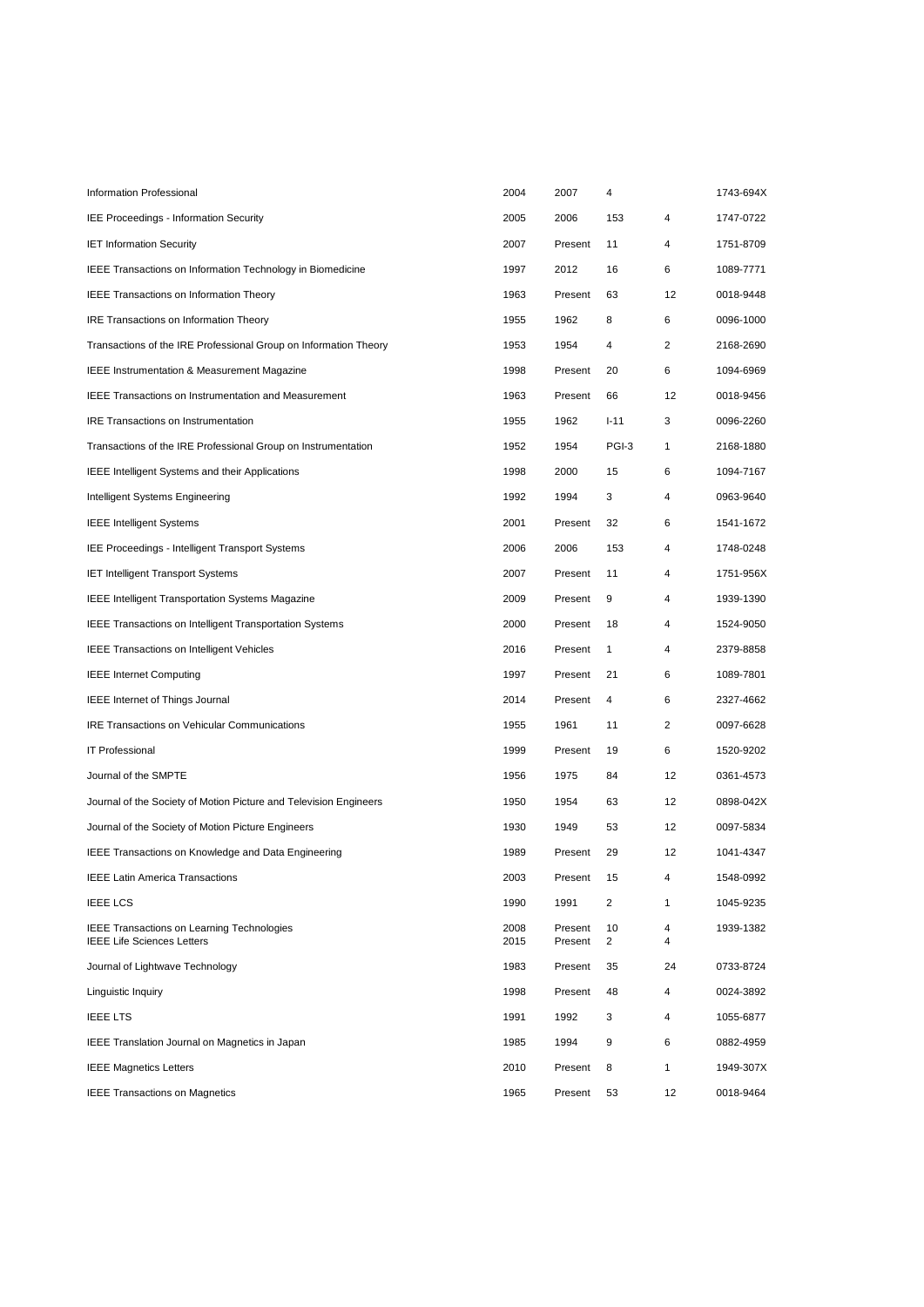| | | | | | |
|---|---|---|---|---|---|
| Information Professional | 2004 | 2007 | 4 | | 1743-694X |
| IEE Proceedings - Information Security | 2005 | 2006 | 153 | 4 | 1747-0722 |
| IET Information Security | 2007 | Present | 11 | 4 | 1751-8709 |
| IEEE Transactions on Information Technology in Biomedicine | 1997 | 2012 | 16 | 6 | 1089-7771 |
| IEEE Transactions on Information Theory | 1963 | Present | 63 | 12 | 0018-9448 |
| IRE Transactions on Information Theory | 1955 | 1962 | 8 | 6 | 0096-1000 |
| Transactions of the IRE Professional Group on Information Theory | 1953 | 1954 | 4 | 2 | 2168-2690 |
| IEEE Instrumentation & Measurement Magazine | 1998 | Present | 20 | 6 | 1094-6969 |
| IEEE Transactions on Instrumentation and Measurement | 1963 | Present | 66 | 12 | 0018-9456 |
| IRE Transactions on Instrumentation | 1955 | 1962 | I-11 | 3 | 0096-2260 |
| Transactions of the IRE Professional Group on Instrumentation | 1952 | 1954 | PGI-3 | 1 | 2168-1880 |
| IEEE Intelligent Systems and their Applications | 1998 | 2000 | 15 | 6 | 1094-7167 |
| Intelligent Systems Engineering | 1992 | 1994 | 3 | 4 | 0963-9640 |
| IEEE Intelligent Systems | 2001 | Present | 32 | 6 | 1541-1672 |
| IEE Proceedings - Intelligent Transport Systems | 2006 | 2006 | 153 | 4 | 1748-0248 |
| IET Intelligent Transport Systems | 2007 | Present | 11 | 4 | 1751-956X |
| IEEE Intelligent Transportation Systems Magazine | 2009 | Present | 9 | 4 | 1939-1390 |
| IEEE Transactions on Intelligent Transportation Systems | 2000 | Present | 18 | 4 | 1524-9050 |
| IEEE Transactions on Intelligent Vehicles | 2016 | Present | 1 | 4 | 2379-8858 |
| IEEE Internet Computing | 1997 | Present | 21 | 6 | 1089-7801 |
| IEEE Internet of Things Journal | 2014 | Present | 4 | 6 | 2327-4662 |
| IRE Transactions on Vehicular Communications | 1955 | 1961 | 11 | 2 | 0097-6628 |
| IT Professional | 1999 | Present | 19 | 6 | 1520-9202 |
| Journal of the SMPTE | 1956 | 1975 | 84 | 12 | 0361-4573 |
| Journal of the Society of Motion Picture and Television Engineers | 1950 | 1954 | 63 | 12 | 0898-042X |
| Journal of the Society of Motion Picture Engineers | 1930 | 1949 | 53 | 12 | 0097-5834 |
| IEEE Transactions on Knowledge and Data Engineering | 1989 | Present | 29 | 12 | 1041-4347 |
| IEEE Latin America Transactions | 2003 | Present | 15 | 4 | 1548-0992 |
| IEEE LCS | 1990 | 1991 | 2 | 1 | 1045-9235 |
| IEEE Transactions on Learning Technologies | 2008 | Present | 10 | 4 | 1939-1382 |
| IEEE Life Sciences Letters | 2015 | Present | 2 | 4 | |
| Journal of Lightwave Technology | 1983 | Present | 35 | 24 | 0733-8724 |
| Linguistic Inquiry | 1998 | Present | 48 | 4 | 0024-3892 |
| IEEE LTS | 1991 | 1992 | 3 | 4 | 1055-6877 |
| IEEE Translation Journal on Magnetics in Japan | 1985 | 1994 | 9 | 6 | 0882-4959 |
| IEEE Magnetics Letters | 2010 | Present | 8 | 1 | 1949-307X |
| IEEE Transactions on Magnetics | 1965 | Present | 53 | 12 | 0018-9464 |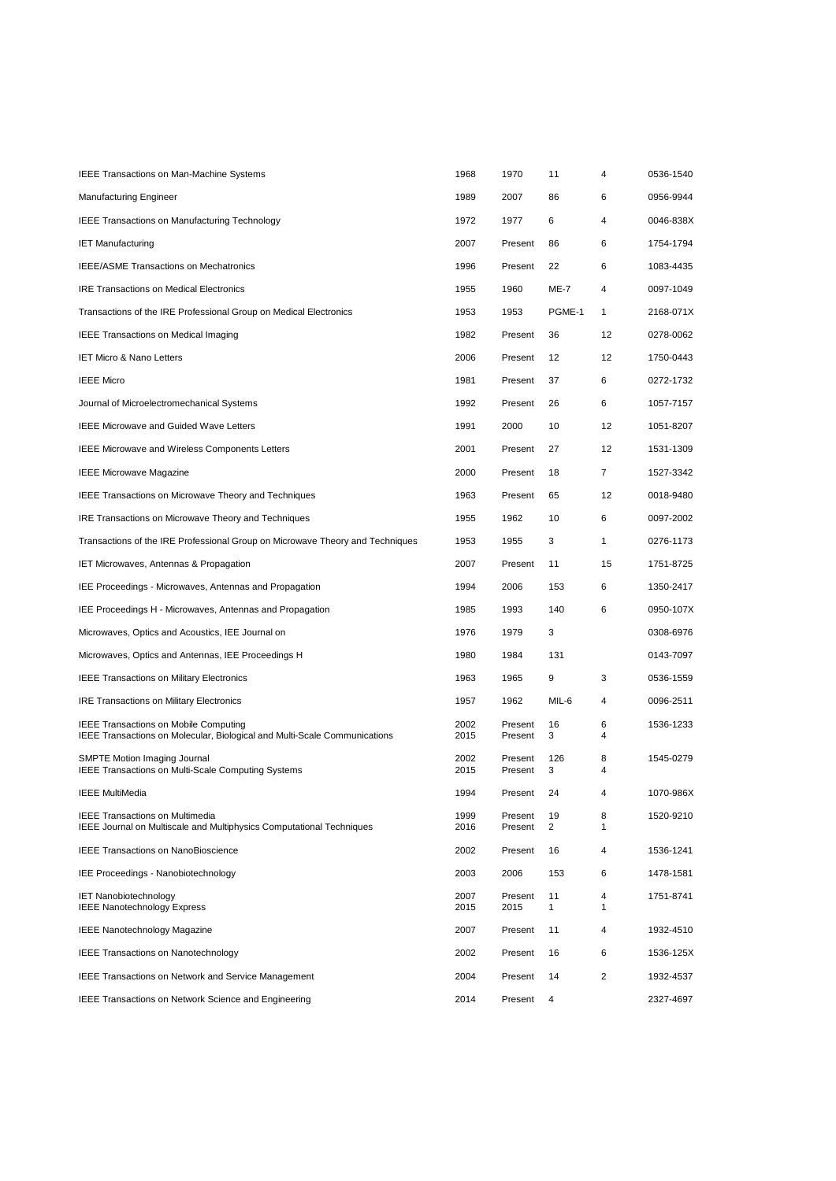| | | | | | |
|---|---|---|---|---|---|
| IEEE Transactions on Man-Machine Systems | 1968 | 1970 | 11 | 4 | 0536-1540 |
| Manufacturing Engineer | 1989 | 2007 | 86 | 6 | 0956-9944 |
| IEEE Transactions on Manufacturing Technology | 1972 | 1977 | 6 | 4 | 0046-838X |
| IET Manufacturing | 2007 | Present | 86 | 6 | 1754-1794 |
| IEEE/ASME Transactions on Mechatronics | 1996 | Present | 22 | 6 | 1083-4435 |
| IRE Transactions on Medical Electronics | 1955 | 1960 | ME-7 | 4 | 0097-1049 |
| Transactions of the IRE Professional Group on Medical Electronics | 1953 | 1953 | PGME-1 | 1 | 2168-071X |
| IEEE Transactions on Medical Imaging | 1982 | Present | 36 | 12 | 0278-0062 |
| IET Micro & Nano Letters | 2006 | Present | 12 | 12 | 1750-0443 |
| IEEE Micro | 1981 | Present | 37 | 6 | 0272-1732 |
| Journal of Microelectromechanical Systems | 1992 | Present | 26 | 6 | 1057-7157 |
| IEEE Microwave and Guided Wave Letters | 1991 | 2000 | 10 | 12 | 1051-8207 |
| IEEE Microwave and Wireless Components Letters | 2001 | Present | 27 | 12 | 1531-1309 |
| IEEE Microwave Magazine | 2000 | Present | 18 | 7 | 1527-3342 |
| IEEE Transactions on Microwave Theory and Techniques | 1963 | Present | 65 | 12 | 0018-9480 |
| IRE Transactions on Microwave Theory and Techniques | 1955 | 1962 | 10 | 6 | 0097-2002 |
| Transactions of the IRE Professional Group on Microwave Theory and Techniques | 1953 | 1955 | 3 | 1 | 0276-1173 |
| IET Microwaves, Antennas & Propagation | 2007 | Present | 11 | 15 | 1751-8725 |
| IEE Proceedings - Microwaves, Antennas and Propagation | 1994 | 2006 | 153 | 6 | 1350-2417 |
| IEE Proceedings H - Microwaves, Antennas and Propagation | 1985 | 1993 | 140 | 6 | 0950-107X |
| Microwaves, Optics and Acoustics, IEE Journal on | 1976 | 1979 | 3 | | 0308-6976 |
| Microwaves, Optics and Antennas, IEE Proceedings H | 1980 | 1984 | 131 | | 0143-7097 |
| IEEE Transactions on Military Electronics | 1963 | 1965 | 9 | 3 | 0536-1559 |
| IRE Transactions on Military Electronics | 1957 | 1962 | MIL-6 | 4 | 0096-2511 |
| IEEE Transactions on Mobile Computing | 2002 | Present | 16 | 6 | 1536-1233 |
| IEEE Transactions on Molecular, Biological and Multi-Scale Communications | 2015 | Present | 3 | 4 | |
| SMPTE Motion Imaging Journal | 2002 | Present | 126 | 8 | 1545-0279 |
| IEEE Transactions on Multi-Scale Computing Systems | 2015 | Present | 3 | 4 | |
| IEEE MultiMedia | 1994 | Present | 24 | 4 | 1070-986X |
| IEEE Transactions on Multimedia | 1999 | Present | 19 | 8 | 1520-9210 |
| IEEE Journal on Multiscale and Multiphysics Computational Techniques | 2016 | Present | 2 | 1 | |
| IEEE Transactions on NanoBioscience | 2002 | Present | 16 | 4 | 1536-1241 |
| IEE Proceedings - Nanobiotechnology | 2003 | 2006 | 153 | 6 | 1478-1581 |
| IET Nanobiotechnology | 2007 | Present | 11 | 4 | 1751-8741 |
| IEEE Nanotechnology Express | 2015 | 2015 | 1 | 1 | |
| IEEE Nanotechnology Magazine | 2007 | Present | 11 | 4 | 1932-4510 |
| IEEE Transactions on Nanotechnology | 2002 | Present | 16 | 6 | 1536-125X |
| IEEE Transactions on Network and Service Management | 2004 | Present | 14 | 2 | 1932-4537 |
| IEEE Transactions on Network Science and Engineering | 2014 | Present | 4 | | 2327-4697 |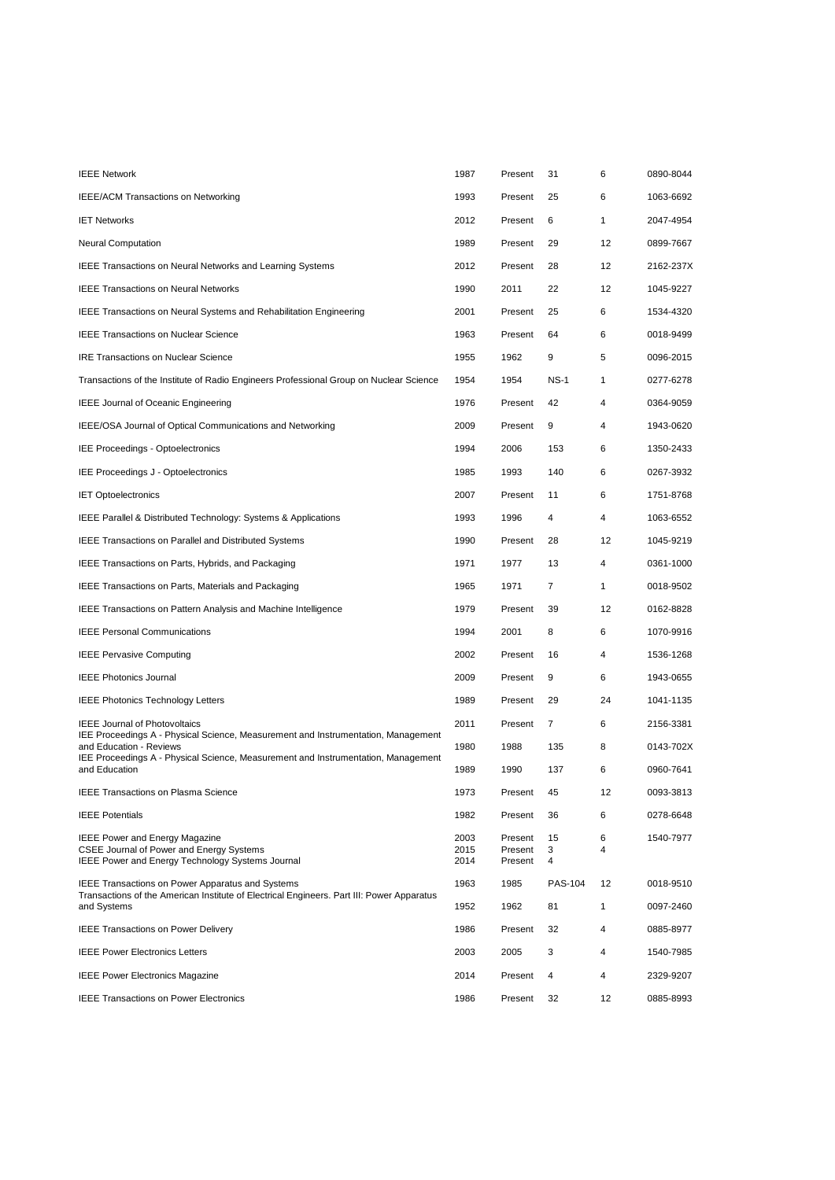| | | | | | |
|---|---|---|---|---|---|
| IEEE Network | 1987 | Present | 31 | 6 | 0890-8044 |
| IEEE/ACM Transactions on Networking | 1993 | Present | 25 | 6 | 1063-6692 |
| IET Networks | 2012 | Present | 6 | 1 | 2047-4954 |
| Neural Computation | 1989 | Present | 29 | 12 | 0899-7667 |
| IEEE Transactions on Neural Networks and Learning Systems | 2012 | Present | 28 | 12 | 2162-237X |
| IEEE Transactions on Neural Networks | 1990 | 2011 | 22 | 12 | 1045-9227 |
| IEEE Transactions on Neural Systems and Rehabilitation Engineering | 2001 | Present | 25 | 6 | 1534-4320 |
| IEEE Transactions on Nuclear Science | 1963 | Present | 64 | 6 | 0018-9499 |
| IRE Transactions on Nuclear Science | 1955 | 1962 | 9 | 5 | 0096-2015 |
| Transactions of the Institute of Radio Engineers Professional Group on Nuclear Science | 1954 | 1954 | NS-1 | 1 | 0277-6278 |
| IEEE Journal of Oceanic Engineering | 1976 | Present | 42 | 4 | 0364-9059 |
| IEEE/OSA Journal of Optical Communications and Networking | 2009 | Present | 9 | 4 | 1943-0620 |
| IEE Proceedings - Optoelectronics | 1994 | 2006 | 153 | 6 | 1350-2433 |
| IEE Proceedings J - Optoelectronics | 1985 | 1993 | 140 | 6 | 0267-3932 |
| IET Optoelectronics | 2007 | Present | 11 | 6 | 1751-8768 |
| IEEE Parallel & Distributed Technology: Systems & Applications | 1993 | 1996 | 4 | 4 | 1063-6552 |
| IEEE Transactions on Parallel and Distributed Systems | 1990 | Present | 28 | 12 | 1045-9219 |
| IEEE Transactions on Parts, Hybrids, and Packaging | 1971 | 1977 | 13 | 4 | 0361-1000 |
| IEEE Transactions on Parts, Materials and Packaging | 1965 | 1971 | 7 | 1 | 0018-9502 |
| IEEE Transactions on Pattern Analysis and Machine Intelligence | 1979 | Present | 39 | 12 | 0162-8828 |
| IEEE Personal Communications | 1994 | 2001 | 8 | 6 | 1070-9916 |
| IEEE Pervasive Computing | 2002 | Present | 16 | 4 | 1536-1268 |
| IEEE Photonics Journal | 2009 | Present | 9 | 6 | 1943-0655 |
| IEEE Photonics Technology Letters | 1989 | Present | 29 | 24 | 1041-1135 |
| IEEE Journal of Photovoltaics | 2011 | Present | 7 | 6 | 2156-3381 |
| IEE Proceedings A - Physical Science, Measurement and Instrumentation, Management and Education - Reviews | 1980 | 1988 | 135 | 8 | 0143-702X |
| IEE Proceedings A - Physical Science, Measurement and Instrumentation, Management and Education | 1989 | 1990 | 137 | 6 | 0960-7641 |
| IEEE Transactions on Plasma Science | 1973 | Present | 45 | 12 | 0093-3813 |
| IEEE Potentials | 1982 | Present | 36 | 6 | 0278-6648 |
| IEEE Power and Energy Magazine | 2003 | Present | 15 | 6 | 1540-7977 |
| CSEE Journal of Power and Energy Systems | 2015 | Present | 3 | 4 | |
| IEEE Power and Energy Technology Systems Journal | 2014 | Present | 4 | | |
| IEEE Transactions on Power Apparatus and Systems | 1963 | 1985 | PAS-104 | 12 | 0018-9510 |
| Transactions of the American Institute of Electrical Engineers. Part III: Power Apparatus and Systems | 1952 | 1962 | 81 | 1 | 0097-2460 |
| IEEE Transactions on Power Delivery | 1986 | Present | 32 | 4 | 0885-8977 |
| IEEE Power Electronics Letters | 2003 | 2005 | 3 | 4 | 1540-7985 |
| IEEE Power Electronics Magazine | 2014 | Present | 4 | 4 | 2329-9207 |
| IEEE Transactions on Power Electronics | 1986 | Present | 32 | 12 | 0885-8993 |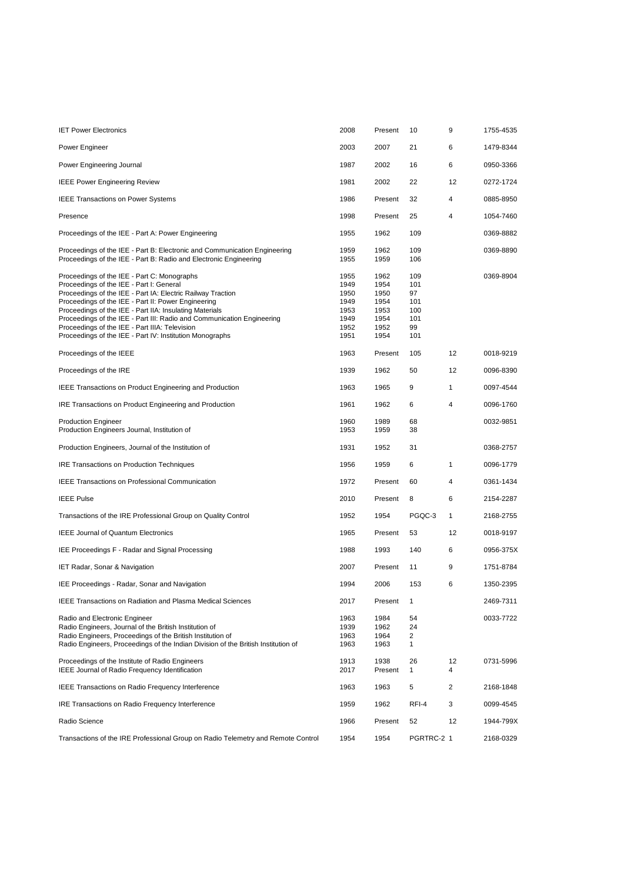| | | | | | |
|---|---|---|---|---|---|
| IET Power Electronics | 2008 | Present | 10 | 9 | 1755-4535 |
| Power Engineer | 2003 | 2007 | 21 | 6 | 1479-8344 |
| Power Engineering Journal | 1987 | 2002 | 16 | 6 | 0950-3366 |
| IEEE Power Engineering Review | 1981 | 2002 | 22 | 12 | 0272-1724 |
| IEEE Transactions on Power Systems | 1986 | Present | 32 | 4 | 0885-8950 |
| Presence | 1998 | Present | 25 | 4 | 1054-7460 |
| Proceedings of the IEE - Part A: Power Engineering | 1955 | 1962 | 109 | | 0369-8882 |
| Proceedings of the IEE - Part B: Electronic and Communication Engineering | 1959 | 1962 | 109 | | 0369-8890 |
| Proceedings of the IEE - Part B: Radio and Electronic Engineering | 1955 | 1959 | 106 | | |
| Proceedings of the IEE - Part C: Monographs | 1955 | 1962 | 109 | | 0369-8904 |
| Proceedings of the IEE - Part I: General | 1949 | 1954 | 101 | | |
| Proceedings of the IEE - Part IA: Electric Railway Traction | 1950 | 1950 | 97 | | |
| Proceedings of the IEE - Part II: Power Engineering | 1949 | 1954 | 101 | | |
| Proceedings of the IEE - Part IIA: Insulating Materials | 1953 | 1953 | 100 | | |
| Proceedings of the IEE - Part III: Radio and Communication Engineering | 1949 | 1954 | 101 | | |
| Proceedings of the IEE - Part IIIA: Television | 1952 | 1952 | 99 | | |
| Proceedings of the IEE - Part IV: Institution Monographs | 1951 | 1954 | 101 | | |
| Proceedings of the IEEE | 1963 | Present | 105 | 12 | 0018-9219 |
| Proceedings of the IRE | 1939 | 1962 | 50 | 12 | 0096-8390 |
| IEEE Transactions on Product Engineering and Production | 1963 | 1965 | 9 | 1 | 0097-4544 |
| IRE Transactions on Product Engineering and Production | 1961 | 1962 | 6 | 4 | 0096-1760 |
| Production Engineer | 1960 | 1989 | 68 | | 0032-9851 |
| Production Engineers Journal, Institution of | 1953 | 1959 | 38 | | |
| Production Engineers, Journal of the Institution of | 1931 | 1952 | 31 | | 0368-2757 |
| IRE Transactions on Production Techniques | 1956 | 1959 | 6 | 1 | 0096-1779 |
| IEEE Transactions on Professional Communication | 1972 | Present | 60 | 4 | 0361-1434 |
| IEEE Pulse | 2010 | Present | 8 | 6 | 2154-2287 |
| Transactions of the IRE Professional Group on Quality Control | 1952 | 1954 | PGQC-3 | 1 | 2168-2755 |
| IEEE Journal of Quantum Electronics | 1965 | Present | 53 | 12 | 0018-9197 |
| IEE Proceedings F - Radar and Signal Processing | 1988 | 1993 | 140 | 6 | 0956-375X |
| IET Radar, Sonar & Navigation | 2007 | Present | 11 | 9 | 1751-8784 |
| IEE Proceedings - Radar, Sonar and Navigation | 1994 | 2006 | 153 | 6 | 1350-2395 |
| IEEE Transactions on Radiation and Plasma Medical Sciences | 2017 | Present | 1 | | 2469-7311 |
| Radio and Electronic Engineer | 1963 | 1984 | 54 | | 0033-7722 |
| Radio Engineers, Journal of the British Institution of | 1939 | 1962 | 24 | | |
| Radio Engineers, Proceedings of the British Institution of | 1963 | 1964 | 2 | | |
| Radio Engineers, Proceedings of the Indian Division of the British Institution of | 1963 | 1963 | 1 | | |
| Proceedings of the Institute of Radio Engineers | 1913 | 1938 | 26 | 12 | 0731-5996 |
| IEEE Journal of Radio Frequency Identification | 2017 | Present | 1 | 4 | |
| IEEE Transactions on Radio Frequency Interference | 1963 | 1963 | 5 | 2 | 2168-1848 |
| IRE Transactions on Radio Frequency Interference | 1959 | 1962 | RFI-4 | 3 | 0099-4545 |
| Radio Science | 1966 | Present | 52 | 12 | 1944-799X |
| Transactions of the IRE Professional Group on Radio Telemetry and Remote Control | 1954 | 1954 | PGRTRC-2 | 1 | 2168-0329 |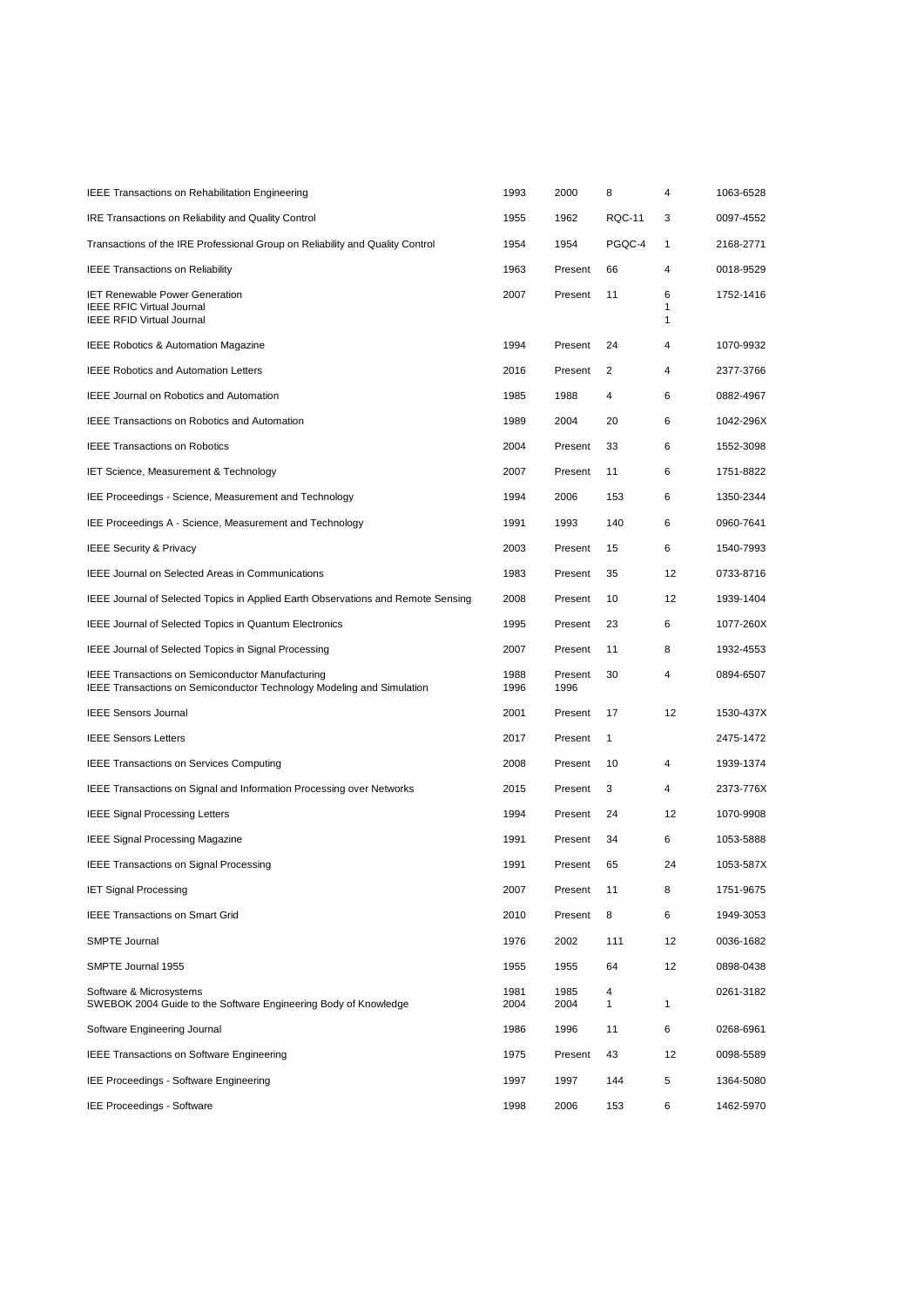| | | | | | |
|---|---|---|---|---|---|
| IEEE Transactions on Rehabilitation Engineering | 1993 | 2000 | 8 | 4 | 1063-6528 |
| IRE Transactions on Reliability and Quality Control | 1955 | 1962 | RQC-11 | 3 | 0097-4552 |
| Transactions of the IRE Professional Group on Reliability and Quality Control | 1954 | 1954 | PGQC-4 | 1 | 2168-2771 |
| IEEE Transactions on Reliability | 1963 | Present | 66 | 4 | 0018-9529 |
| IET Renewable Power Generation<br>IEEE RFIC Virtual Journal<br>IEEE RFID Virtual Journal | 2007 | Present | 11 | 6<br>1<br>1 | 1752-1416 |
| IEEE Robotics & Automation Magazine | 1994 | Present | 24 | 4 | 1070-9932 |
| IEEE Robotics and Automation Letters | 2016 | Present | 2 | 4 | 2377-3766 |
| IEEE Journal on Robotics and Automation | 1985 | 1988 | 4 | 6 | 0882-4967 |
| IEEE Transactions on Robotics and Automation | 1989 | 2004 | 20 | 6 | 1042-296X |
| IEEE Transactions on Robotics | 2004 | Present | 33 | 6 | 1552-3098 |
| IET Science, Measurement & Technology | 2007 | Present | 11 | 6 | 1751-8822 |
| IEE Proceedings - Science, Measurement and Technology | 1994 | 2006 | 153 | 6 | 1350-2344 |
| IEE Proceedings A - Science, Measurement and Technology | 1991 | 1993 | 140 | 6 | 0960-7641 |
| IEEE Security & Privacy | 2003 | Present | 15 | 6 | 1540-7993 |
| IEEE Journal on Selected Areas in Communications | 1983 | Present | 35 | 12 | 0733-8716 |
| IEEE Journal of Selected Topics in Applied Earth Observations and Remote Sensing | 2008 | Present | 10 | 12 | 1939-1404 |
| IEEE Journal of Selected Topics in Quantum Electronics | 1995 | Present | 23 | 6 | 1077-260X |
| IEEE Journal of Selected Topics in Signal Processing | 2007 | Present | 11 | 8 | 1932-4553 |
| IEEE Transactions on Semiconductor Manufacturing<br>IEEE Transactions on Semiconductor Technology Modeling and Simulation | 1988<br>1996 | Present<br>1996 | 30 | 4 | 0894-6507 |
| IEEE Sensors Journal | 2001 | Present | 17 | 12 | 1530-437X |
| IEEE Sensors Letters | 2017 | Present | 1 | | 2475-1472 |
| IEEE Transactions on Services Computing | 2008 | Present | 10 | 4 | 1939-1374 |
| IEEE Transactions on Signal and Information Processing over Networks | 2015 | Present | 3 | 4 | 2373-776X |
| IEEE Signal Processing Letters | 1994 | Present | 24 | 12 | 1070-9908 |
| IEEE Signal Processing Magazine | 1991 | Present | 34 | 6 | 1053-5888 |
| IEEE Transactions on Signal Processing | 1991 | Present | 65 | 24 | 1053-587X |
| IET Signal Processing | 2007 | Present | 11 | 8 | 1751-9675 |
| IEEE Transactions on Smart Grid | 2010 | Present | 8 | 6 | 1949-3053 |
| SMPTE Journal | 1976 | 2002 | 111 | 12 | 0036-1682 |
| SMPTE Journal 1955 | 1955 | 1955 | 64 | 12 | 0898-0438 |
| Software & Microsystems<br>SWEBOK 2004 Guide to the Software Engineering Body of Knowledge | 1981<br>2004 | 1985<br>2004 | 4<br>1 | <br>1 | 0261-3182 |
| Software Engineering Journal | 1986 | 1996 | 11 | 6 | 0268-6961 |
| IEEE Transactions on Software Engineering | 1975 | Present | 43 | 12 | 0098-5589 |
| IEE Proceedings - Software Engineering | 1997 | 1997 | 144 | 5 | 1364-5080 |
| IEE Proceedings - Software | 1998 | 2006 | 153 | 6 | 1462-5970 |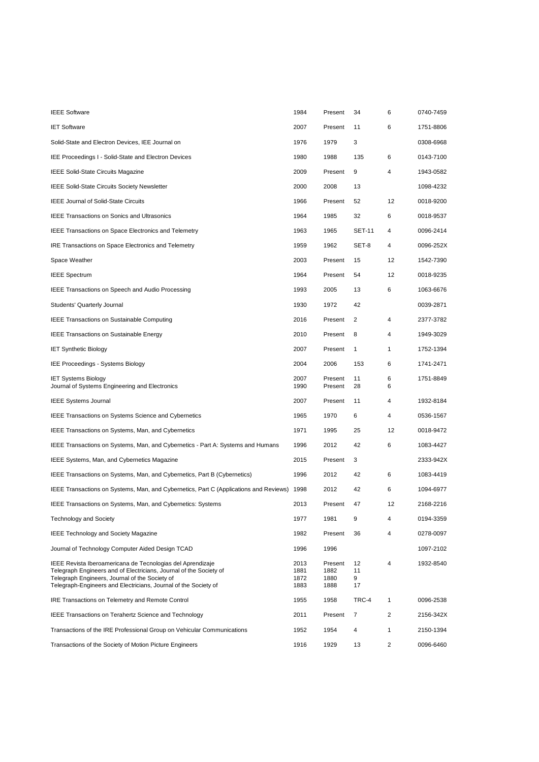| | | | | | |
|---|---|---|---|---|---|
| IEEE Software | 1984 | Present | 34 | 6 | 0740-7459 |
| IET Software | 2007 | Present | 11 | 6 | 1751-8806 |
| Solid-State and Electron Devices, IEE Journal on | 1976 | 1979 | 3 | | 0308-6968 |
| IEE Proceedings I - Solid-State and Electron Devices | 1980 | 1988 | 135 | 6 | 0143-7100 |
| IEEE Solid-State Circuits Magazine | 2009 | Present | 9 | 4 | 1943-0582 |
| IEEE Solid-State Circuits Society Newsletter | 2000 | 2008 | 13 | | 1098-4232 |
| IEEE Journal of Solid-State Circuits | 1966 | Present | 52 | 12 | 0018-9200 |
| IEEE Transactions on Sonics and Ultrasonics | 1964 | 1985 | 32 | 6 | 0018-9537 |
| IEEE Transactions on Space Electronics and Telemetry | 1963 | 1965 | SET-11 | 4 | 0096-2414 |
| IRE Transactions on Space Electronics and Telemetry | 1959 | 1962 | SET-8 | 4 | 0096-252X |
| Space Weather | 2003 | Present | 15 | 12 | 1542-7390 |
| IEEE Spectrum | 1964 | Present | 54 | 12 | 0018-9235 |
| IEEE Transactions on Speech and Audio Processing | 1993 | 2005 | 13 | 6 | 1063-6676 |
| Students' Quarterly Journal | 1930 | 1972 | 42 | | 0039-2871 |
| IEEE Transactions on Sustainable Computing | 2016 | Present | 2 | 4 | 2377-3782 |
| IEEE Transactions on Sustainable Energy | 2010 | Present | 8 | 4 | 1949-3029 |
| IET Synthetic Biology | 2007 | Present | 1 | 1 | 1752-1394 |
| IEE Proceedings - Systems Biology | 2004 | 2006 | 153 | 6 | 1741-2471 |
| IET Systems Biology | 2007 | Present | 11 | 6 | 1751-8849 |
| Journal of Systems Engineering and Electronics | 1990 | Present | 28 | 6 | |
| IEEE Systems Journal | 2007 | Present | 11 | 4 | 1932-8184 |
| IEEE Transactions on Systems Science and Cybernetics | 1965 | 1970 | 6 | 4 | 0536-1567 |
| IEEE Transactions on Systems, Man, and Cybernetics | 1971 | 1995 | 25 | 12 | 0018-9472 |
| IEEE Transactions on Systems, Man, and Cybernetics - Part A: Systems and Humans | 1996 | 2012 | 42 | 6 | 1083-4427 |
| IEEE Systems, Man, and Cybernetics Magazine | 2015 | Present | 3 | | 2333-942X |
| IEEE Transactions on Systems, Man, and Cybernetics, Part B (Cybernetics) | 1996 | 2012 | 42 | 6 | 1083-4419 |
| IEEE Transactions on Systems, Man, and Cybernetics, Part C (Applications and Reviews) | 1998 | 2012 | 42 | 6 | 1094-6977 |
| IEEE Transactions on Systems, Man, and Cybernetics: Systems | 2013 | Present | 47 | 12 | 2168-2216 |
| Technology and Society | 1977 | 1981 | 9 | 4 | 0194-3359 |
| IEEE Technology and Society Magazine | 1982 | Present | 36 | 4 | 0278-0097 |
| Journal of Technology Computer Aided Design TCAD | 1996 | 1996 | | | 1097-2102 |
| IEEE Revista Iberoamericana de Tecnologias del Aprendizaje | 2013 | Present | 12 | 4 | 1932-8540 |
| Telegraph Engineers and of Electricians, Journal of the Society of | 1881 | 1882 | 11 | | |
| Telegraph Engineers, Journal of the Society of | 1872 | 1880 | 9 | | |
| Telegraph-Engineers and Electricians, Journal of the Society of | 1883 | 1888 | 17 | | |
| IRE Transactions on Telemetry and Remote Control | 1955 | 1958 | TRC-4 | 1 | 0096-2538 |
| IEEE Transactions on Terahertz Science and Technology | 2011 | Present | 7 | 2 | 2156-342X |
| Transactions of the IRE Professional Group on Vehicular Communications | 1952 | 1954 | 4 | 1 | 2150-1394 |
| Transactions of the Society of Motion Picture Engineers | 1916 | 1929 | 13 | 2 | 0096-6460 |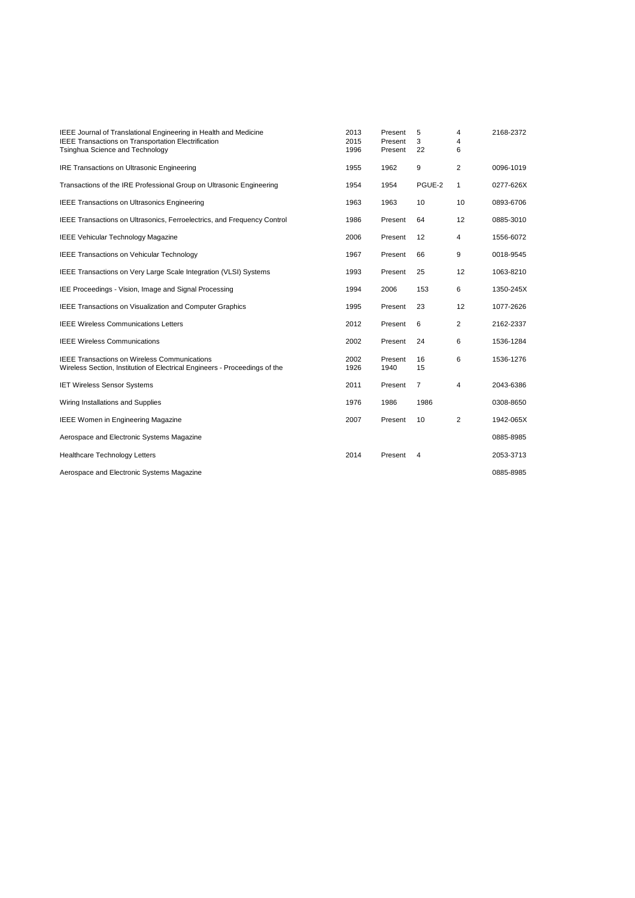| | | | | | |
|---|---|---|---|---|---|
| IEEE Journal of Translational Engineering in Health and Medicine | 2013 | Present | 5 | 4 | 2168-2372 |
| IEEE Transactions on Transportation Electrification | 2015 | Present | 3 | 4 | |
| Tsinghua Science and Technology | 1996 | Present | 22 | 6 | |
| IRE Transactions on Ultrasonic Engineering | 1955 | 1962 | 9 | 2 | 0096-1019 |
| Transactions of the IRE Professional Group on Ultrasonic Engineering | 1954 | 1954 | PGUE-2 | 1 | 0277-626X |
| IEEE Transactions on Ultrasonics Engineering | 1963 | 1963 | 10 | 10 | 0893-6706 |
| IEEE Transactions on Ultrasonics, Ferroelectrics, and Frequency Control | 1986 | Present | 64 | 12 | 0885-3010 |
| IEEE Vehicular Technology Magazine | 2006 | Present | 12 | 4 | 1556-6072 |
| IEEE Transactions on Vehicular Technology | 1967 | Present | 66 | 9 | 0018-9545 |
| IEEE Transactions on Very Large Scale Integration (VLSI) Systems | 1993 | Present | 25 | 12 | 1063-8210 |
| IEE Proceedings - Vision, Image and Signal Processing | 1994 | 2006 | 153 | 6 | 1350-245X |
| IEEE Transactions on Visualization and Computer Graphics | 1995 | Present | 23 | 12 | 1077-2626 |
| IEEE Wireless Communications Letters | 2012 | Present | 6 | 2 | 2162-2337 |
| IEEE Wireless Communications | 2002 | Present | 24 | 6 | 1536-1284 |
| IEEE Transactions on Wireless Communications | 2002 | Present | 16 | 6 | 1536-1276 |
| Wireless Section, Institution of Electrical Engineers - Proceedings of the | 1926 | 1940 | 15 | | |
| IET Wireless Sensor Systems | 2011 | Present | 7 | 4 | 2043-6386 |
| Wiring Installations and Supplies | 1976 | 1986 | 1986 | | 0308-8650 |
| IEEE Women in Engineering Magazine | 2007 | Present | 10 | 2 | 1942-065X |
| Aerospace and Electronic Systems Magazine | | | | | 0885-8985 |
| Healthcare Technology Letters | 2014 | Present | 4 | | 2053-3713 |
| Aerospace and Electronic Systems Magazine | | | | | 0885-8985 |